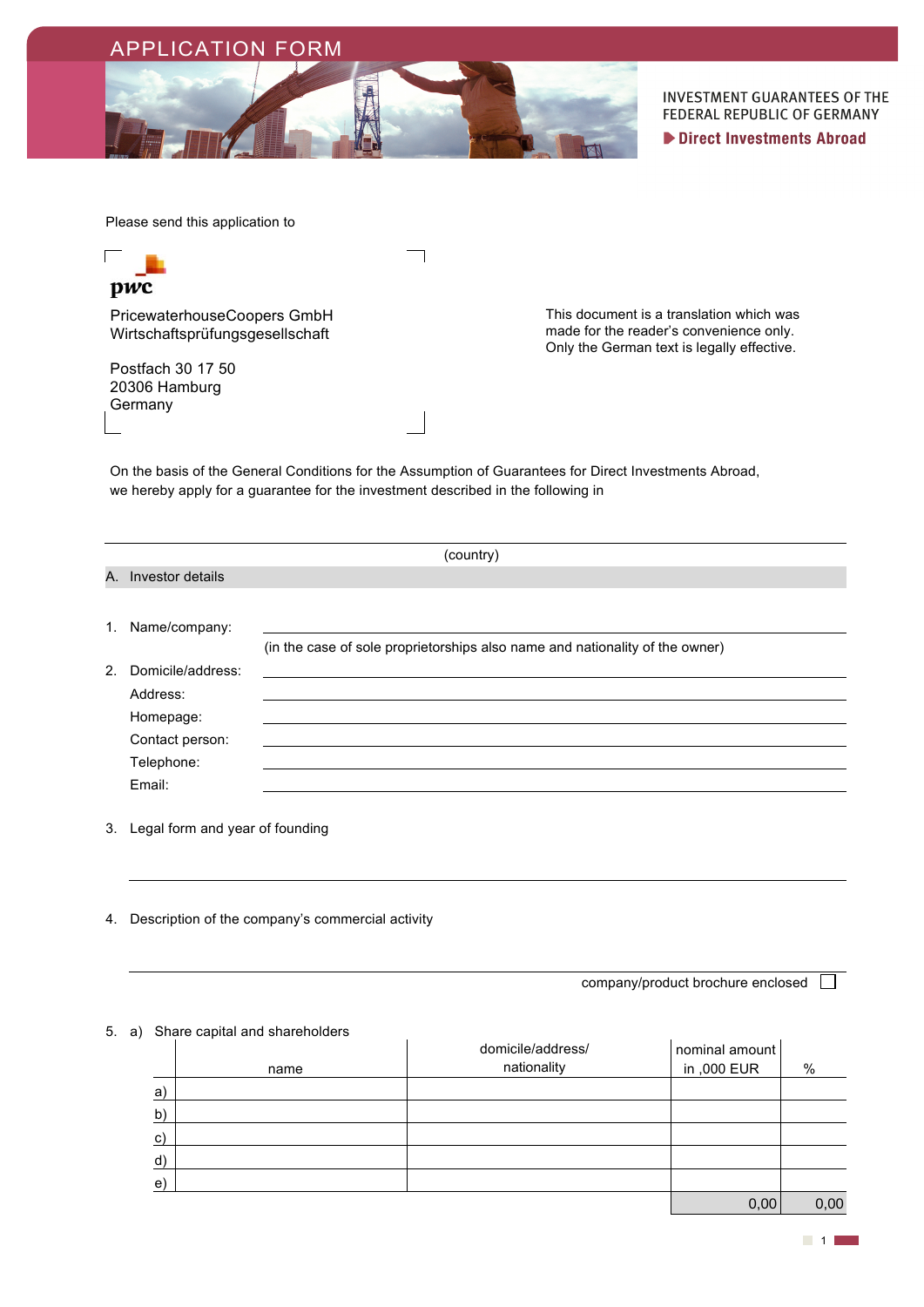# APPLICATION FORM

INVESTMENT GUARANTEES OF THE FEDERAL REPUBLIC OF GERMANY

**Direct Investments Abroad**

Please send this application to

pwc

PricewaterhouseCoopers GmbH
Wirtschaftsprüfungsgesellschaft

Postfach 30 17 50
20306 Hamburg
Germany

This document is a translation which was made for the reader's convenience only. Only the German text is legally effective.

On the basis of the General Conditions for the Assumption of Guarantees for Direct Investments Abroad, we hereby apply for a guarantee for the investment described in the following in

(country)

## A. Investor details

1. Name/company:

   (in the case of sole proprietorships also name and nationality of the owner)

2. Domicile/address:

   Address:

   Homepage:

   Contact person:

   Telephone:

   Email:

3. Legal form and year of founding

4. Description of the company's commercial activity

   company/product brochure enclosed ☐

5. a) Share capital and shareholders

| | name | domicile/address/ nationality | nominal amount in ,000 EUR | % |
|---|---|---|---|---|
| a) | | | | |
| b) | | | | |
| c) | | | | |
| d) | | | | |
| e) | | | | |
| | | | 0,00 | 0,00 |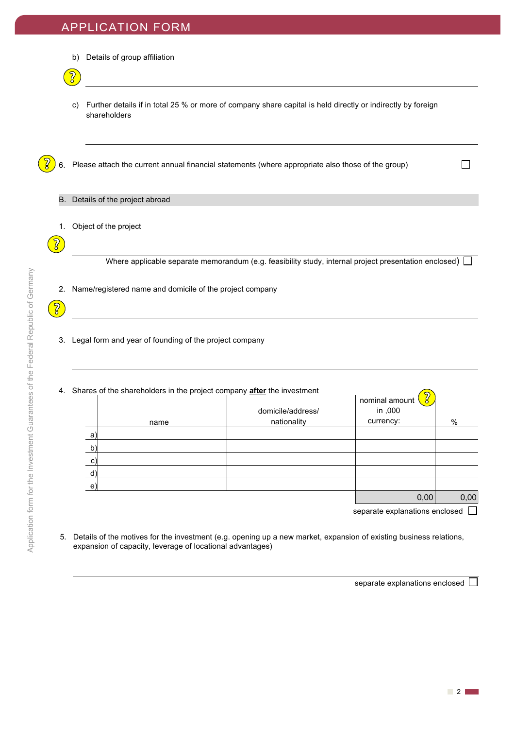## APPLICATION FORM

b) Details of group affiliation

c) Further details if in total 25 % or more of company share capital is held directly or indirectly by foreign shareholders

6. Please attach the current annual financial statements (where appropriate also those of the group) ☐

## B. Details of the project abroad

1. Object of the project

Where applicable separate memorandum (e.g. feasibility study, internal project presentation enclosed) ☐

2. Name/registered name and domicile of the project company

3. Legal form and year of founding of the project company

4. Shares of the shareholders in the project company **after** the investment

| | name | domicile/address/ nationality | nominal amount in ,000 currency: | % |
|---|---|---|---|---|
| a) | | | | |
| b) | | | | |
| c) | | | | |
| d) | | | | |
| e) | | | | |
| | | | 0,00 | 0,00 |

separate explanations enclosed ☐

5. Details of the motives for the investment (e.g. opening up a new market, expansion of existing business relations, expansion of capacity, leverage of locational advantages)

separate explanations enclosed ☐

Application form for the Investment Guarantees of the Federal Republic of Germany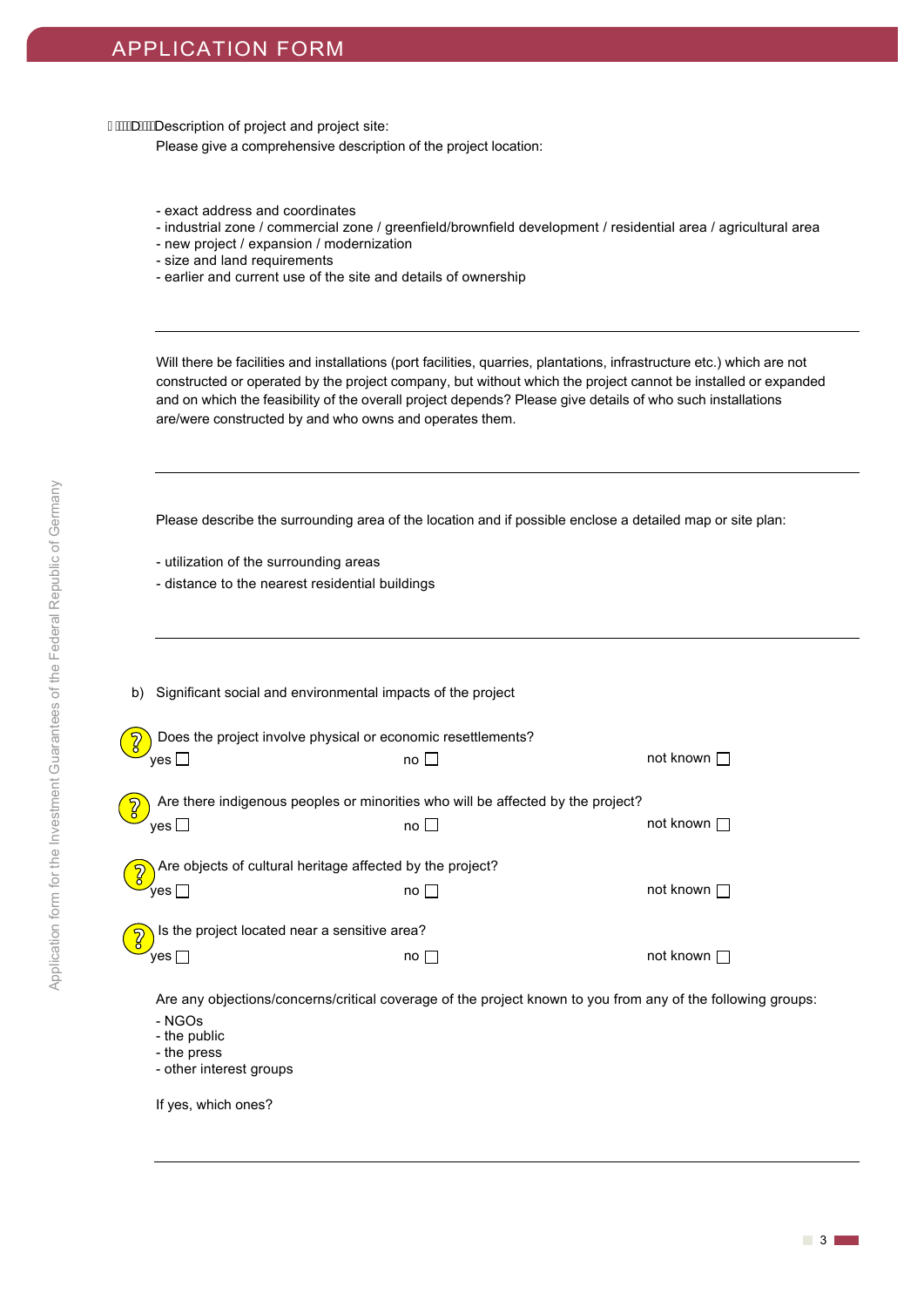# APPLICATION FORM

a) Description of project and project site:

Please give a comprehensive description of the project location:

- exact address and coordinates
- industrial zone / commercial zone / greenfield/brownfield development / residential area / agricultural area
- new project / expansion / modernization
- size and land requirements
- earlier and current use of the site and details of ownership

---

Will there be facilities and installations (port facilities, quarries, plantations, infrastructure etc.) which are not constructed or operated by the project company, but without which the project cannot be installed or expanded and on which the feasibility of the overall project depends? Please give details of who such installations are/were constructed by and who owns and operates them.

---

Please describe the surrounding area of the location and if possible enclose a detailed map or site plan:

- utilization of the surrounding areas
- distance to the nearest residential buildings

---

b) Significant social and environmental impacts of the project

Does the project involve physical or economic resettlements?

yes ☐ no ☐ not known ☐

Are there indigenous peoples or minorities who will be affected by the project?

yes ☐ no ☐ not known ☐

Are objects of cultural heritage affected by the project?

yes ☐ no ☐ not known ☐

Is the project located near a sensitive area?

yes ☐ no ☐ not known ☐

Are any objections/concerns/critical coverage of the project known to you from any of the following groups:

- NGOs
- the public
- the press
- other interest groups

If yes, which ones?

---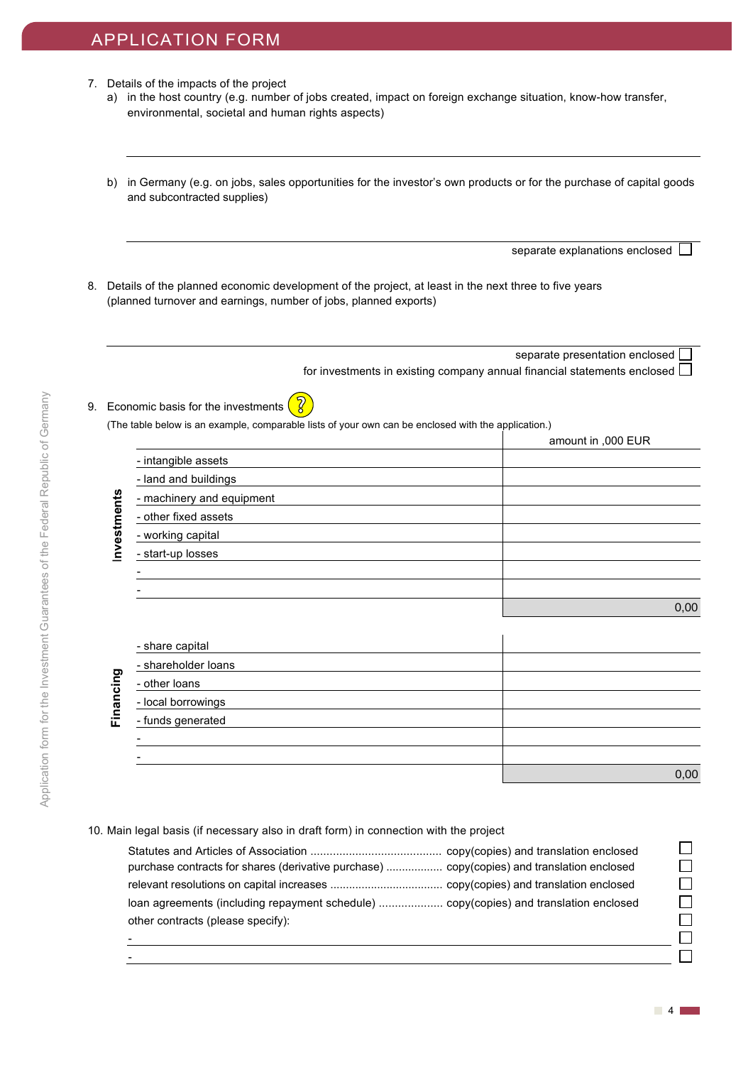## APPLICATION FORM

7. Details of the impacts of the project
   a) in the host country (e.g. number of jobs created, impact on foreign exchange situation, know-how transfer, environmental, societal and human rights aspects)

   b) in Germany (e.g. on jobs, sales opportunities for the investor's own products or for the purchase of capital goods and subcontracted supplies)

separate explanations enclosed ☐

8. Details of the planned economic development of the project, at least in the next three to five years (planned turnover and earnings, number of jobs, planned exports)

separate presentation enclosed ☐

for investments in existing company annual financial statements enclosed ☐

9. Economic basis for the investments

(The table below is an example, comparable lists of your own can be enclosed with the application.)

| | | amount in ,000 EUR |
|---|---|---|
| **Investments** | - intangible assets | |
| | - land and buildings | |
| | - machinery and equipment | |
| | - other fixed assets | |
| | - working capital | |
| | - start-up losses | |
| | - | |
| | - | |
| | | 0,00 |
| **Financing** | - share capital | |
| | - shareholder loans | |
| | - other loans | |
| | - local borrowings | |
| | - funds generated | |
| | - | |
| | - | |
| | | 0,00 |

10. Main legal basis (if necessary also in draft form) in connection with the project

Statutes and Articles of Association ......................................... copy(copies) and translation enclosed ☐

purchase contracts for shares (derivative purchase) ................. copy(copies) and translation enclosed ☐

relevant resolutions on capital increases ................................... copy(copies) and translation enclosed ☐

loan agreements (including repayment schedule) .................... copy(copies) and translation enclosed ☐

other contracts (please specify): ☐

- ☐
- ☐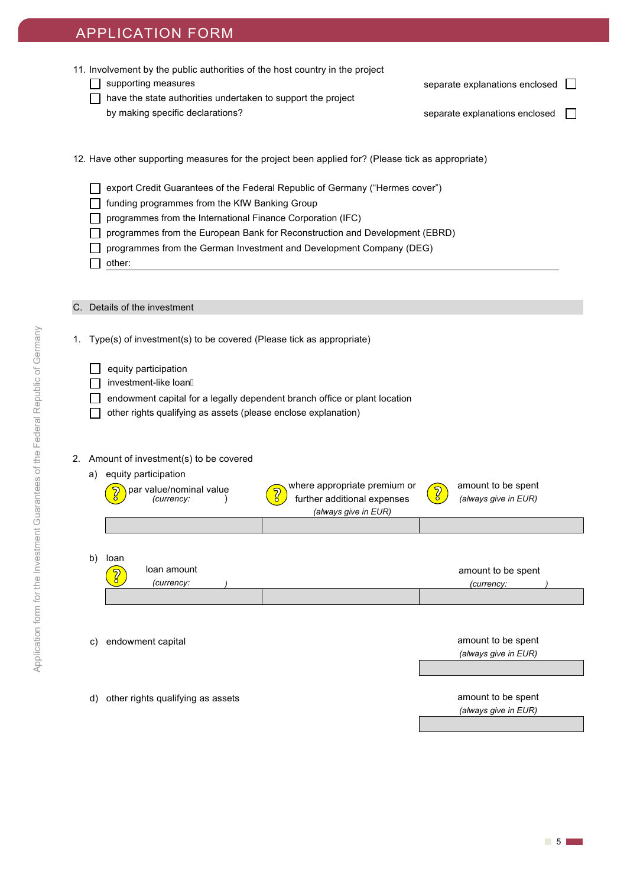## APPLICATION FORM

11. Involvement by the public authorities of the host country in the project
    - ☐ supporting measures — separate explanations enclosed ☐
    - ☐ have the state authorities undertaken to support the project by making specific declarations? — separate explanations enclosed ☐

12. Have other supporting measures for the project been applied for? (Please tick as appropriate)
    - ☐ export Credit Guarantees of the Federal Republic of Germany ("Hermes cover")
    - ☐ funding programmes from the KfW Banking Group
    - ☐ programmes from the International Finance Corporation (IFC)
    - ☐ programmes from the European Bank for Reconstruction and Development (EBRD)
    - ☐ programmes from the German Investment and Development Company (DEG)
    - ☐ other: ______________________________

### C. Details of the investment

1. Type(s) of investment(s) to be covered (Please tick as appropriate)
   - ☐ equity participation
   - ☐ investment-like loan
   - ☐ endowment capital for a legally dependent branch office or plant location
   - ☐ other rights qualifying as assets (please enclose explanation)

2. Amount of investment(s) to be covered

a) equity participation

| par value/nominal value *(currency: )* | where appropriate premium or further additional expenses *(always give in EUR)* | amount to be spent *(always give in EUR)* |
|---|---|---|
| | | |

b) loan

| loan amount *(currency: )* | | amount to be spent *(currency: )* |
|---|---|---|
| | | |

c) endowment capital

| amount to be spent *(always give in EUR)* |
|---|
| |

d) other rights qualifying as assets

| amount to be spent *(always give in EUR)* |
|---|
| |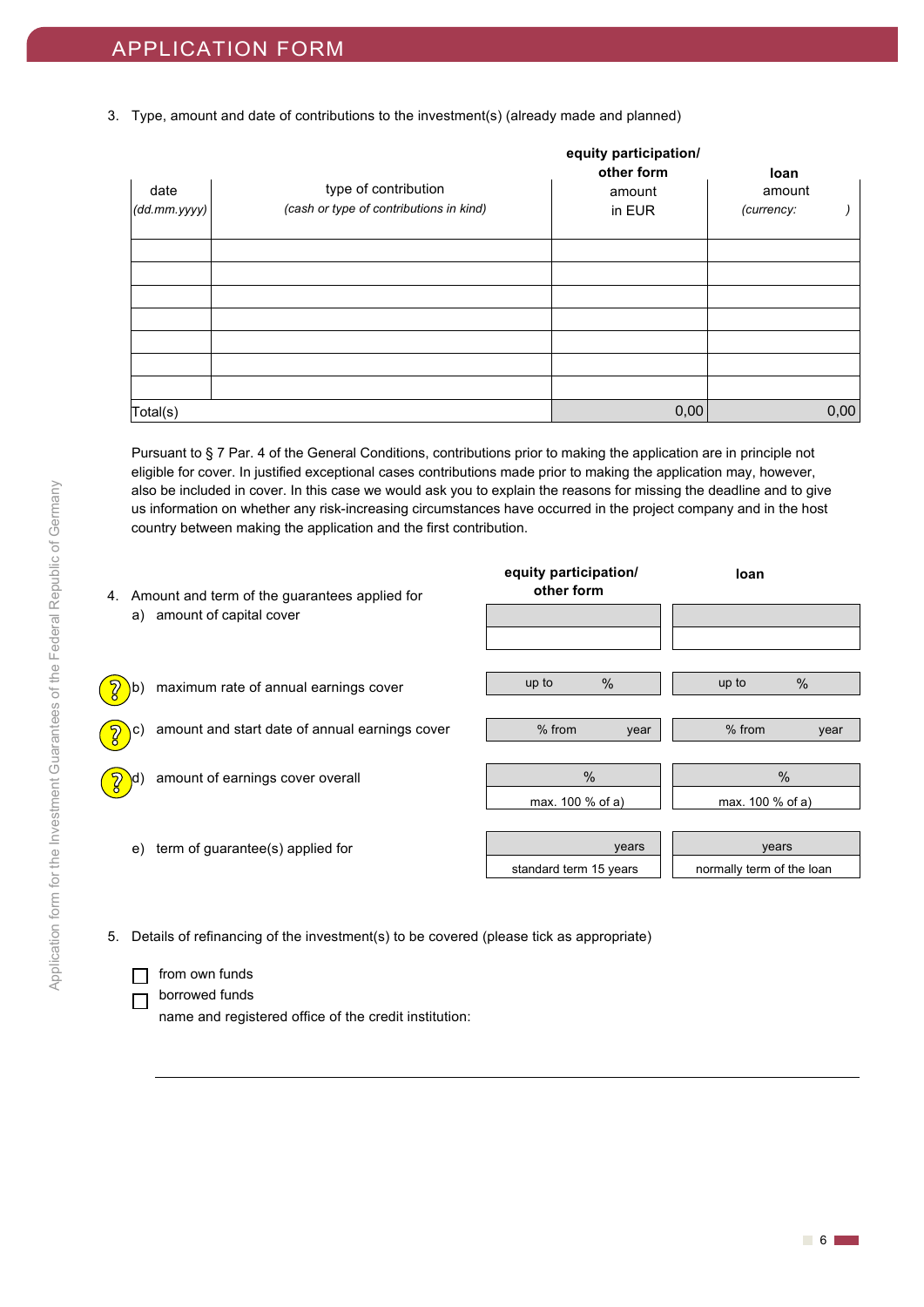# APPLICATION FORM

3. Type, amount and date of contributions to the investment(s) (already made and planned)

| date *(dd.mm.yyyy)* | type of contribution *(cash or type of contributions in kind)* | **equity participation/ other form** amount in EUR | **loan** amount *(currency: )* |
|---|---|---|---|
| | | | |
| | | | |
| | | | |
| | | | |
| | | | |
| | | | |
| | | | |
| Total(s) | | 0,00 | 0,00 |

Pursuant to § 7 Par. 4 of the General Conditions, contributions prior to making the application are in principle not eligible for cover. In justified exceptional cases contributions made prior to making the application may, however, also be included in cover. In this case we would ask you to explain the reasons for missing the deadline and to give us information on whether any risk-increasing circumstances have occurred in the project company and in the host country between making the application and the first contribution.

4. Amount and term of the guarantees applied for

| | **equity participation/ other form** | **loan** |
|---|---|---|
| a) amount of capital cover | | |
| b) maximum rate of annual earnings cover | up to % | up to % |
| c) amount and start date of annual earnings cover | % from year | % from year |
| d) amount of earnings cover overall | % max. 100 % of a) | % max. 100 % of a) |
| e) term of guarantee(s) applied for | years standard term 15 years | years normally term of the loan |

5. Details of refinancing of the investment(s) to be covered (please tick as appropriate)

☐ from own funds

☐ borrowed funds

name and registered office of the credit institution:

_______________________________________________

Application form for the Investment Guarantees of the Federal Republic of Germany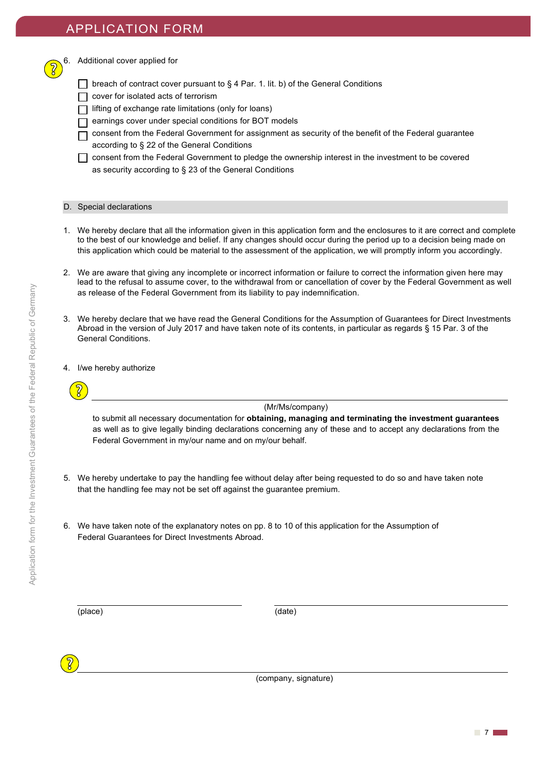# APPLICATION FORM

6. Additional cover applied for

- ☐ breach of contract cover pursuant to § 4 Par. 1. lit. b) of the General Conditions
- ☐ cover for isolated acts of terrorism
- ☐ lifting of exchange rate limitations (only for loans)
- ☐ earnings cover under special conditions for BOT models
- ☐ consent from the Federal Government for assignment as security of the benefit of the Federal guarantee according to § 22 of the General Conditions
- ☐ consent from the Federal Government to pledge the ownership interest in the investment to be covered as security according to § 23 of the General Conditions

## D. Special declarations

1. We hereby declare that all the information given in this application form and the enclosures to it are correct and complete to the best of our knowledge and belief. If any changes should occur during the period up to a decision being made on this application which could be material to the assessment of the application, we will promptly inform you accordingly.

2. We are aware that giving any incomplete or incorrect information or failure to correct the information given here may lead to the refusal to assume cover, to the withdrawal from or cancellation of cover by the Federal Government as well as release of the Federal Government from its liability to pay indemnification.

3. We hereby declare that we have read the General Conditions for the Assumption of Guarantees for Direct Investments Abroad in the version of July 2017 and have taken note of its contents, in particular as regards § 15 Par. 3 of the General Conditions.

4. I/we hereby authorize

   ______________________________________________
   (Mr/Ms/company)

   to submit all necessary documentation for **obtaining, managing and terminating the investment guarantees** as well as to give legally binding declarations concerning any of these and to accept any declarations from the Federal Government in my/our name and on my/our behalf.

5. We hereby undertake to pay the handling fee without delay after being requested to do so and have taken note that the handling fee may not be set off against the guarantee premium.

6. We have taken note of the explanatory notes on pp. 8 to 10 of this application for the Assumption of Federal Guarantees for Direct Investments Abroad.

______________________ ______________________
(place) (date)

______________________________________________
(company, signature)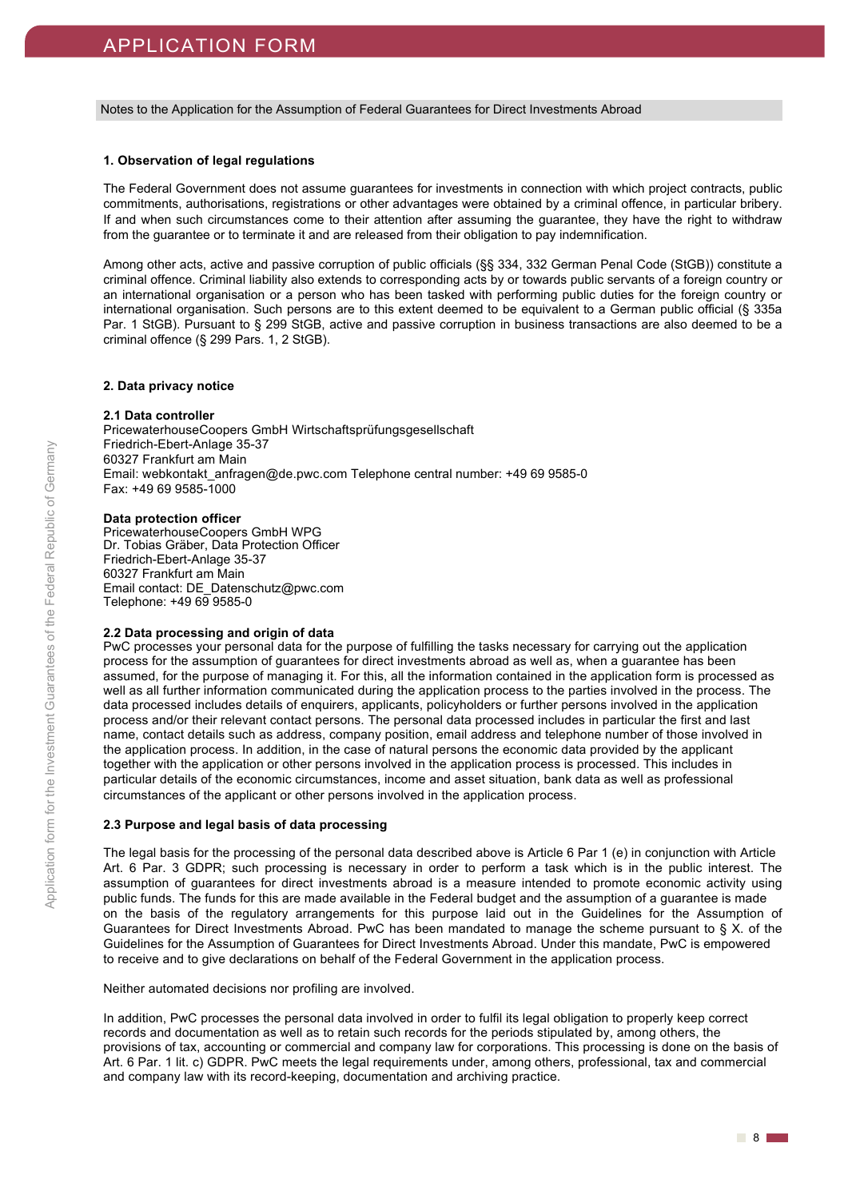# APPLICATION FORM

Notes to the Application for the Assumption of Federal Guarantees for Direct Investments Abroad

### 1. Observation of legal regulations

The Federal Government does not assume guarantees for investments in connection with which project contracts, public commitments, authorisations, registrations or other advantages were obtained by a criminal offence, in particular bribery. If and when such circumstances come to their attention after assuming the guarantee, they have the right to withdraw from the guarantee or to terminate it and are released from their obligation to pay indemnification.

Among other acts, active and passive corruption of public officials (§§ 334, 332 German Penal Code (StGB)) constitute a criminal offence. Criminal liability also extends to corresponding acts by or towards public servants of a foreign country or an international organisation or a person who has been tasked with performing public duties for the foreign country or international organisation. Such persons are to this extent deemed to be equivalent to a German public official (§ 335a Par. 1 StGB). Pursuant to § 299 StGB, active and passive corruption in business transactions are also deemed to be a criminal offence (§ 299 Pars. 1, 2 StGB).

### 2. Data privacy notice

**2.1 Data controller**
PricewaterhouseCoopers GmbH Wirtschaftsprüfungsgesellschaft
Friedrich-Ebert-Anlage 35-37
60327 Frankfurt am Main
Email: webkontakt_anfragen@de.pwc.com Telephone central number: +49 69 9585-0
Fax: +49 69 9585-1000

**Data protection officer**
PricewaterhouseCoopers GmbH WPG
Dr. Tobias Gräber, Data Protection Officer
Friedrich-Ebert-Anlage 35-37
60327 Frankfurt am Main
Email contact: DE_Datenschutz@pwc.com
Telephone: +49 69 9585-0

**2.2 Data processing and origin of data**
PwC processes your personal data for the purpose of fulfilling the tasks necessary for carrying out the application process for the assumption of guarantees for direct investments abroad as well as, when a guarantee has been assumed, for the purpose of managing it. For this, all the information contained in the application form is processed as well as all further information communicated during the application process to the parties involved in the process. The data processed includes details of enquirers, applicants, policyholders or further persons involved in the application process and/or their relevant contact persons. The personal data processed includes in particular the first and last name, contact details such as address, company position, email address and telephone number of those involved in the application process. In addition, in the case of natural persons the economic data provided by the applicant together with the application or other persons involved in the application process is processed. This includes in particular details of the economic circumstances, income and asset situation, bank data as well as professional circumstances of the applicant or other persons involved in the application process.

**2.3 Purpose and legal basis of data processing**

The legal basis for the processing of the personal data described above is Article 6 Par 1 (e) in conjunction with Article Art. 6 Par. 3 GDPR; such processing is necessary in order to perform a task which is in the public interest. The assumption of guarantees for direct investments abroad is a measure intended to promote economic activity using public funds. The funds for this are made available in the Federal budget and the assumption of a guarantee is made on the basis of the regulatory arrangements for this purpose laid out in the Guidelines for the Assumption of Guarantees for Direct Investments Abroad. PwC has been mandated to manage the scheme pursuant to § X. of the Guidelines for the Assumption of Guarantees for Direct Investments Abroad. Under this mandate, PwC is empowered to receive and to give declarations on behalf of the Federal Government in the application process.

Neither automated decisions nor profiling are involved.

In addition, PwC processes the personal data involved in order to fulfil its legal obligation to properly keep correct records and documentation as well as to retain such records for the periods stipulated by, among others, the provisions of tax, accounting or commercial and company law for corporations. This processing is done on the basis of Art. 6 Par. 1 lit. c) GDPR. PwC meets the legal requirements under, among others, professional, tax and commercial and company law with its record-keeping, documentation and archiving practice.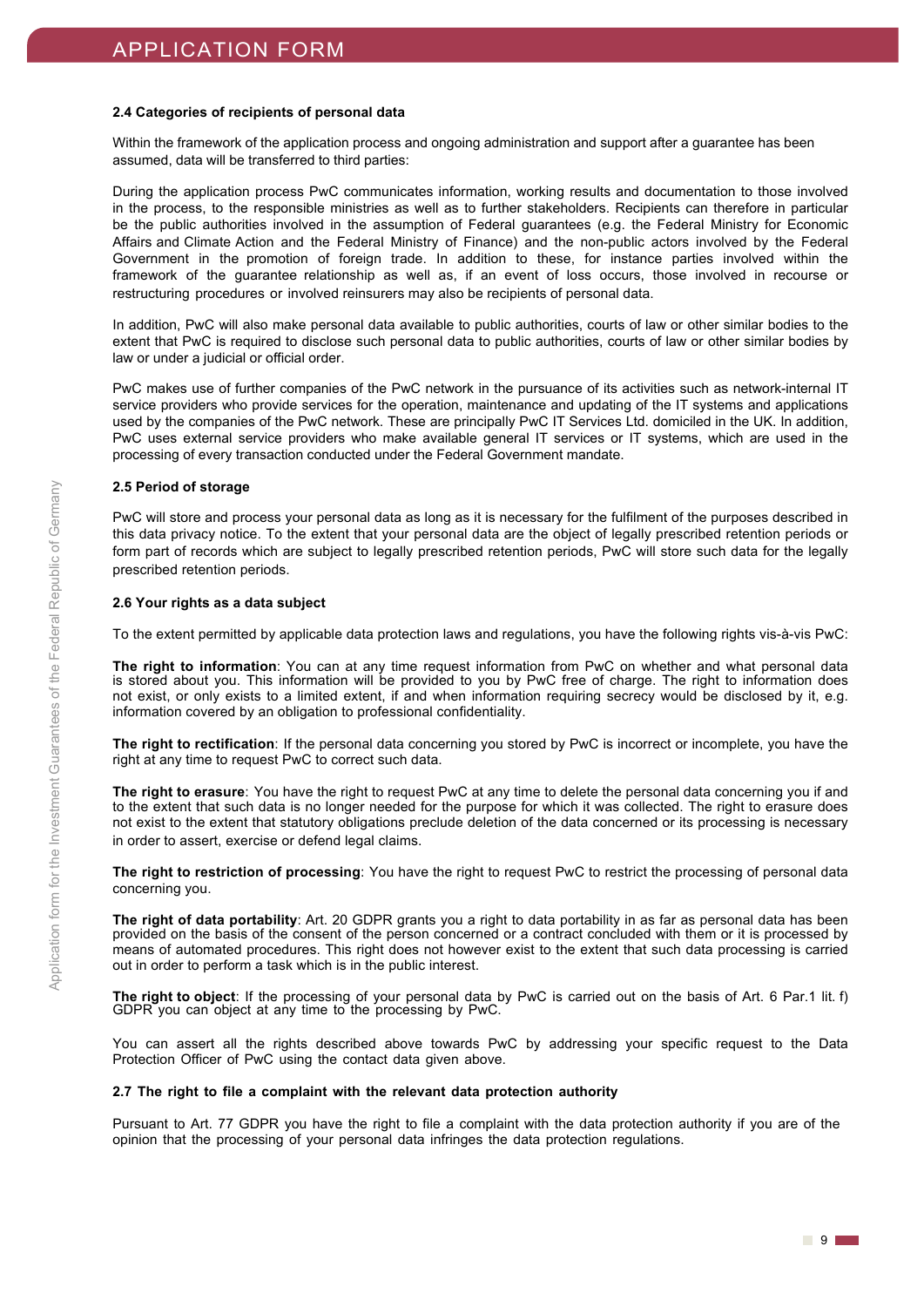#### 2.4 Categories of recipients of personal data

Within the framework of the application process and ongoing administration and support after a guarantee has been assumed, data will be transferred to third parties:

During the application process PwC communicates information, working results and documentation to those involved in the process, to the responsible ministries as well as to further stakeholders. Recipients can therefore in particular be the public authorities involved in the assumption of Federal guarantees (e.g. the Federal Ministry for Economic Affairs and Climate Action and the Federal Ministry of Finance) and the non-public actors involved by the Federal Government in the promotion of foreign trade. In addition to these, for instance parties involved within the framework of the guarantee relationship as well as, if an event of loss occurs, those involved in recourse or restructuring procedures or involved reinsurers may also be recipients of personal data.

In addition, PwC will also make personal data available to public authorities, courts of law or other similar bodies to the extent that PwC is required to disclose such personal data to public authorities, courts of law or other similar bodies by law or under a judicial or official order.

PwC makes use of further companies of the PwC network in the pursuance of its activities such as network-internal IT service providers who provide services for the operation, maintenance and updating of the IT systems and applications used by the companies of the PwC network. These are principally PwC IT Services Ltd. domiciled in the UK. In addition, PwC uses external service providers who make available general IT services or IT systems, which are used in the processing of every transaction conducted under the Federal Government mandate.

#### 2.5 Period of storage

PwC will store and process your personal data as long as it is necessary for the fulfilment of the purposes described in this data privacy notice. To the extent that your personal data are the object of legally prescribed retention periods or form part of records which are subject to legally prescribed retention periods, PwC will store such data for the legally prescribed retention periods.

#### 2.6 Your rights as a data subject

To the extent permitted by applicable data protection laws and regulations, you have the following rights vis-à-vis PwC:

**The right to information**: You can at any time request information from PwC on whether and what personal data is stored about you. This information will be provided to you by PwC free of charge. The right to information does not exist, or only exists to a limited extent, if and when information requiring secrecy would be disclosed by it, e.g. information covered by an obligation to professional confidentiality.

**The right to rectification**: If the personal data concerning you stored by PwC is incorrect or incomplete, you have the right at any time to request PwC to correct such data.

**The right to erasure**: You have the right to request PwC at any time to delete the personal data concerning you if and to the extent that such data is no longer needed for the purpose for which it was collected. The right to erasure does not exist to the extent that statutory obligations preclude deletion of the data concerned or its processing is necessary in order to assert, exercise or defend legal claims.

**The right to restriction of processing**: You have the right to request PwC to restrict the processing of personal data concerning you.

**The right of data portability**: Art. 20 GDPR grants you a right to data portability in as far as personal data has been provided on the basis of the consent of the person concerned or a contract concluded with them or it is processed by means of automated procedures. This right does not however exist to the extent that such data processing is carried out in order to perform a task which is in the public interest.

**The right to object**: If the processing of your personal data by PwC is carried out on the basis of Art. 6 Par.1 lit. f) GDPR you can object at any time to the processing by PwC.

You can assert all the rights described above towards PwC by addressing your specific request to the Data Protection Officer of PwC using the contact data given above.

#### 2.7 The right to file a complaint with the relevant data protection authority

Pursuant to Art. 77 GDPR you have the right to file a complaint with the data protection authority if you are of the opinion that the processing of your personal data infringes the data protection regulations.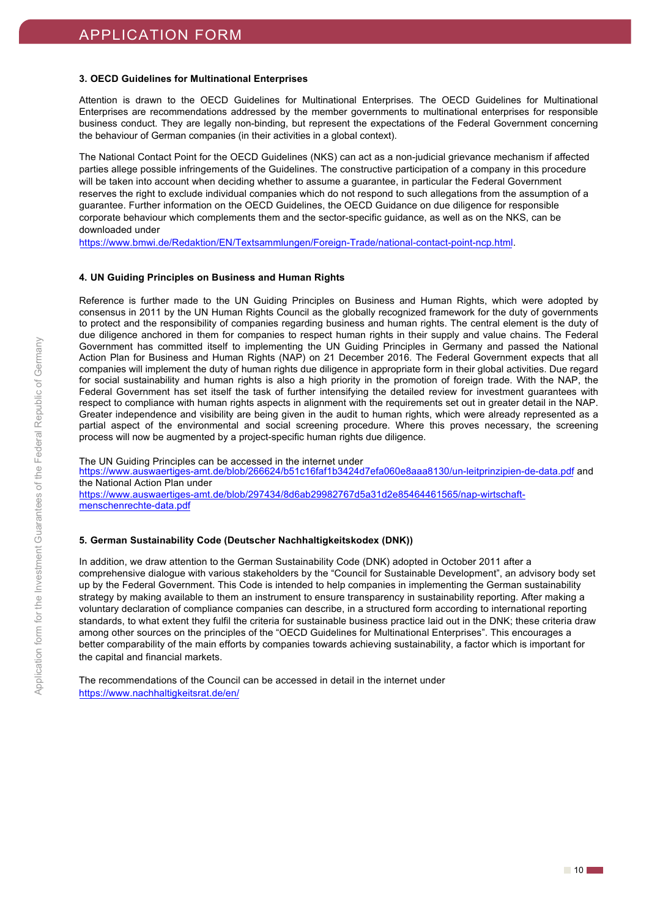### 3. OECD Guidelines for Multinational Enterprises

Attention is drawn to the OECD Guidelines for Multinational Enterprises. The OECD Guidelines for Multinational Enterprises are recommendations addressed by the member governments to multinational enterprises for responsible business conduct. They are legally non-binding, but represent the expectations of the Federal Government concerning the behaviour of German companies (in their activities in a global context).

The National Contact Point for the OECD Guidelines (NKS) can act as a non-judicial grievance mechanism if affected parties allege possible infringements of the Guidelines. The constructive participation of a company in this procedure will be taken into account when deciding whether to assume a guarantee, in particular the Federal Government reserves the right to exclude individual companies which do not respond to such allegations from the assumption of a guarantee. Further information on the OECD Guidelines, the OECD Guidance on due diligence for responsible corporate behaviour which complements them and the sector-specific guidance, as well as on the NKS, can be downloaded under
https://www.bmwi.de/Redaktion/EN/Textsammlungen/Foreign-Trade/national-contact-point-ncp.html.

### 4. UN Guiding Principles on Business and Human Rights

Reference is further made to the UN Guiding Principles on Business and Human Rights, which were adopted by consensus in 2011 by the UN Human Rights Council as the globally recognized framework for the duty of governments to protect and the responsibility of companies regarding business and human rights. The central element is the duty of due diligence anchored in them for companies to respect human rights in their supply and value chains. The Federal Government has committed itself to implementing the UN Guiding Principles in Germany and passed the National Action Plan for Business and Human Rights (NAP) on 21 December 2016. The Federal Government expects that all companies will implement the duty of human rights due diligence in appropriate form in their global activities. Due regard for social sustainability and human rights is also a high priority in the promotion of foreign trade. With the NAP, the Federal Government has set itself the task of further intensifying the detailed review for investment guarantees with respect to compliance with human rights aspects in alignment with the requirements set out in greater detail in the NAP. Greater independence and visibility are being given in the audit to human rights, which were already represented as a partial aspect of the environmental and social screening procedure. Where this proves necessary, the screening process will now be augmented by a project-specific human rights due diligence.

The UN Guiding Principles can be accessed in the internet under
https://www.auswaertiges-amt.de/blob/266624/b51c16faf1b3424d7efa060e8aaa8130/un-leitprinzipien-de-data.pdf and the National Action Plan under
https://www.auswaertiges-amt.de/blob/297434/8d6ab29982767d5a31d2e85464461565/nap-wirtschaft-menschenrechte-data.pdf

### 5. German Sustainability Code (Deutscher Nachhaltigkeitskodex (DNK))

In addition, we draw attention to the German Sustainability Code (DNK) adopted in October 2011 after a comprehensive dialogue with various stakeholders by the "Council for Sustainable Development", an advisory body set up by the Federal Government. This Code is intended to help companies in implementing the German sustainability strategy by making available to them an instrument to ensure transparency in sustainability reporting. After making a voluntary declaration of compliance companies can describe, in a structured form according to international reporting standards, to what extent they fulfil the criteria for sustainable business practice laid out in the DNK; these criteria draw among other sources on the principles of the "OECD Guidelines for Multinational Enterprises". This encourages a better comparability of the main efforts by companies towards achieving sustainability, a factor which is important for the capital and financial markets.

The recommendations of the Council can be accessed in detail in the internet under
https://www.nachhaltigkeitsrat.de/en/